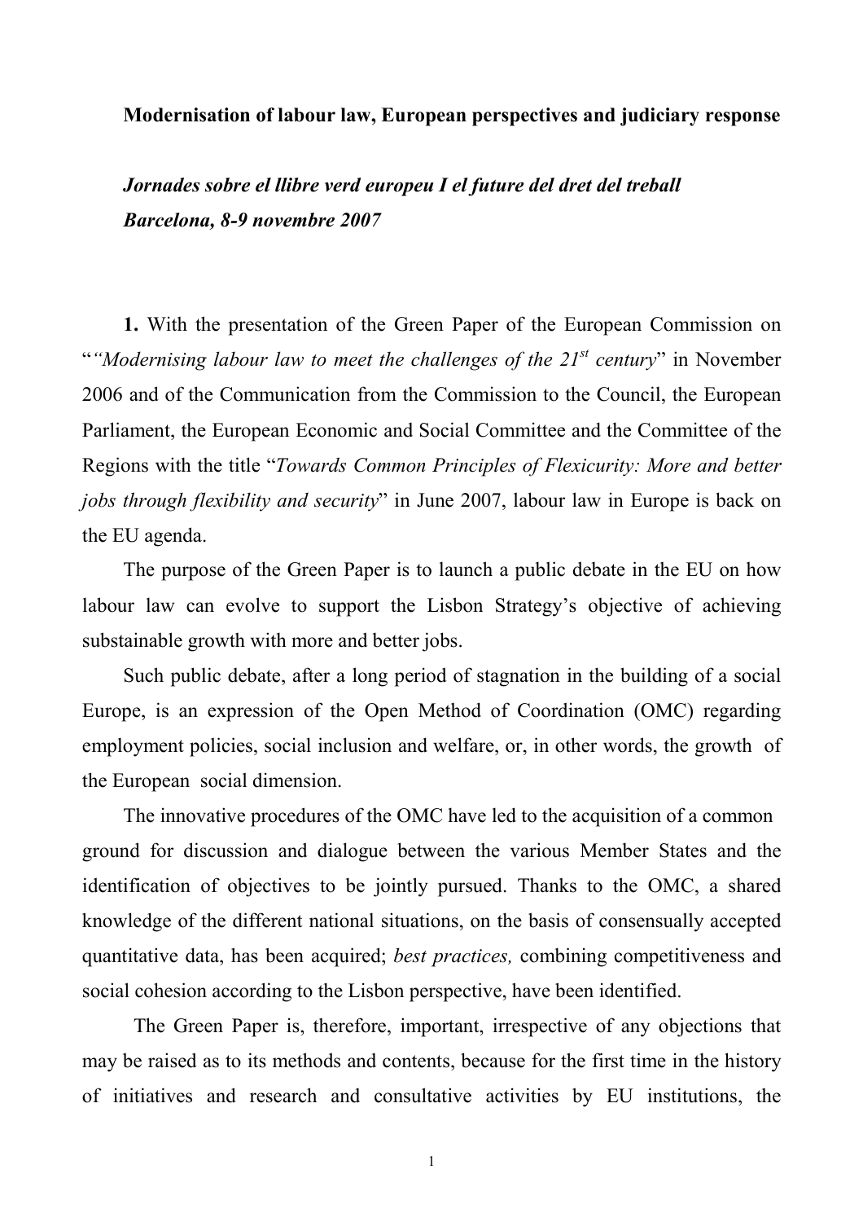**Modernisation of labour law, European perspectives and judiciary response**

***Jornades sobre el llibre verd europeu I el future del dret del treball***
***Barcelona, 8-9 novembre 2007***

**1.** With the presentation of the Green Paper of the European Commission on "*"Modernising labour law to meet the challenges of the 21st century*" in November 2006 and of the Communication from the Commission to the Council, the European Parliament, the European Economic and Social Committee and the Committee of the Regions with the title "*Towards Common Principles of Flexicurity: More and better jobs through flexibility and security*" in June 2007, labour law in Europe is back on the EU agenda.

The purpose of the Green Paper is to launch a public debate in the EU on how labour law can evolve to support the Lisbon Strategy's objective of achieving substainable growth with more and better jobs.

Such public debate, after a long period of stagnation in the building of a social Europe, is an expression of the Open Method of Coordination (OMC) regarding employment policies, social inclusion and welfare, or, in other words, the growth of the European social dimension.

The innovative procedures of the OMC have led to the acquisition of a common ground for discussion and dialogue between the various Member States and the identification of objectives to be jointly pursued. Thanks to the OMC, a shared knowledge of the different national situations, on the basis of consensually accepted quantitative data, has been acquired; *best practices,* combining competitiveness and social cohesion according to the Lisbon perspective, have been identified.

The Green Paper is, therefore, important, irrespective of any objections that may be raised as to its methods and contents, because for the first time in the history of initiatives and research and consultative activities by EU institutions, the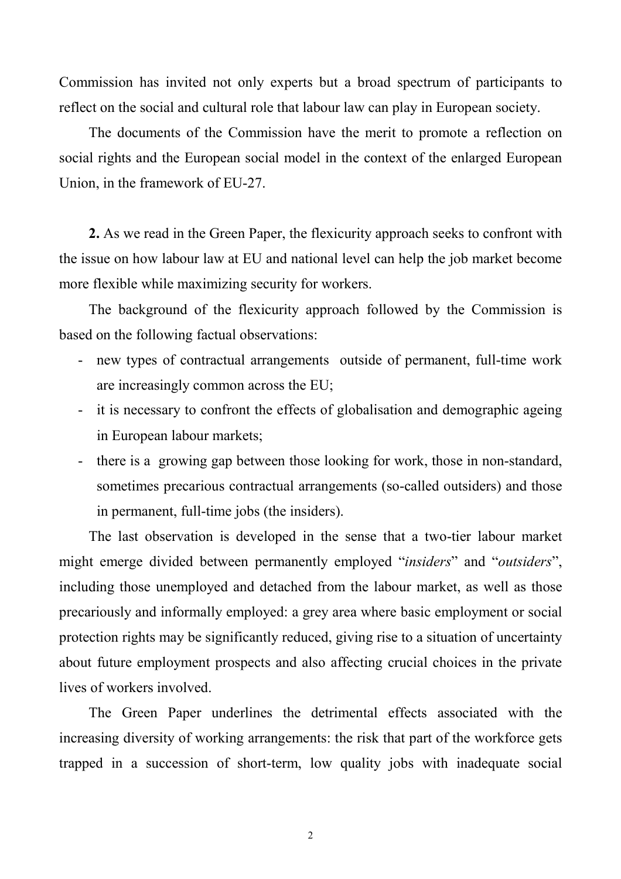Commission has invited not only experts but a broad spectrum of participants to reflect on the social and cultural role that labour law can play in European society.

The documents of the Commission have the merit to promote a reflection on social rights and the European social model in the context of the enlarged European Union, in the framework of EU-27.

**2.** As we read in the Green Paper, the flexicurity approach seeks to confront with the issue on how labour law at EU and national level can help the job market become more flexible while maximizing security for workers.

The background of the flexicurity approach followed by the Commission is based on the following factual observations:

- new types of contractual arrangements outside of permanent, full-time work are increasingly common across the EU;
- it is necessary to confront the effects of globalisation and demographic ageing in European labour markets;
- there is a growing gap between those looking for work, those in non-standard, sometimes precarious contractual arrangements (so-called outsiders) and those in permanent, full-time jobs (the insiders).

The last observation is developed in the sense that a two-tier labour market might emerge divided between permanently employed "*insiders*" and "*outsiders*", including those unemployed and detached from the labour market, as well as those precariously and informally employed: a grey area where basic employment or social protection rights may be significantly reduced, giving rise to a situation of uncertainty about future employment prospects and also affecting crucial choices in the private lives of workers involved.

The Green Paper underlines the detrimental effects associated with the increasing diversity of working arrangements: the risk that part of the workforce gets trapped in a succession of short-term, low quality jobs with inadequate social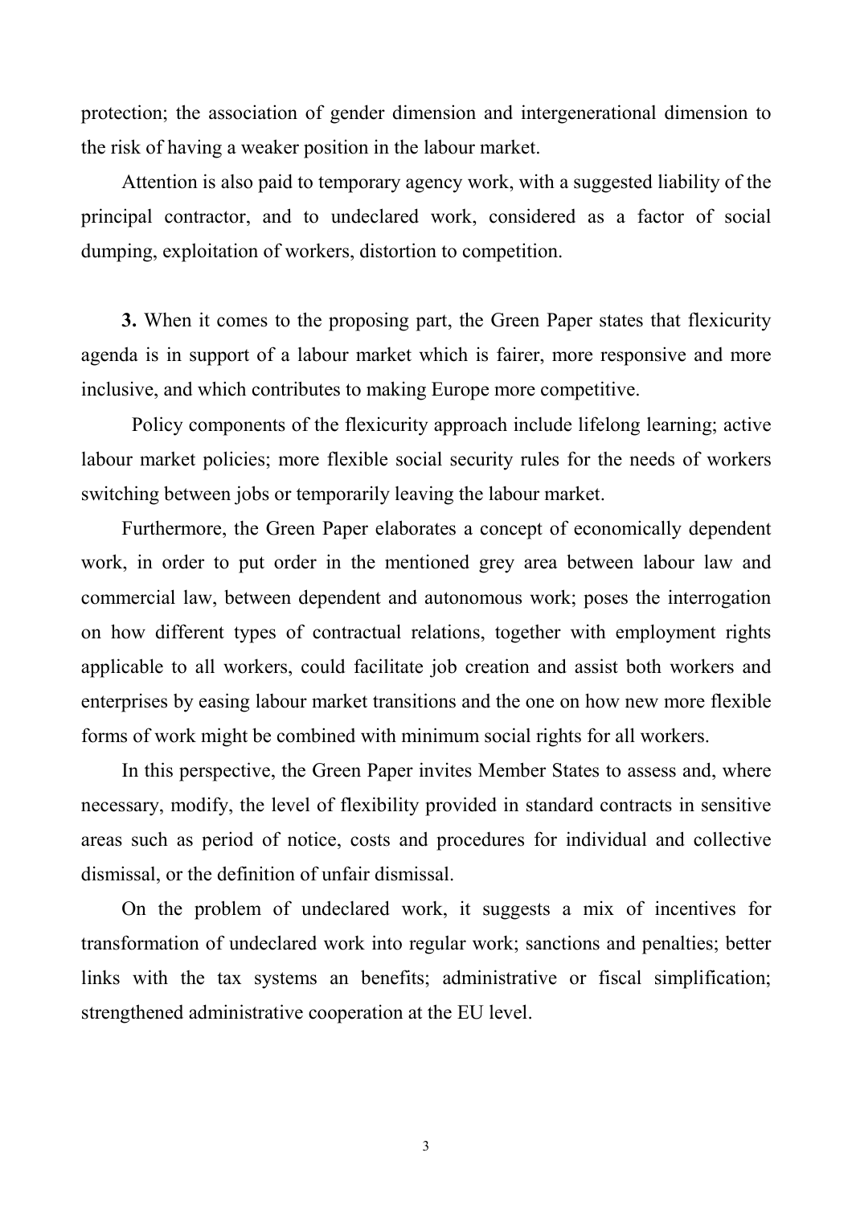protection; the association of gender dimension and intergenerational dimension to the risk of having a weaker position in the labour market.

Attention is also paid to temporary agency work, with a suggested liability of the principal contractor, and to undeclared work, considered as a factor of social dumping, exploitation of workers, distortion to competition.

**3.** When it comes to the proposing part, the Green Paper states that flexicurity agenda is in support of a labour market which is fairer, more responsive and more inclusive, and which contributes to making Europe more competitive.

Policy components of the flexicurity approach include lifelong learning; active labour market policies; more flexible social security rules for the needs of workers switching between jobs or temporarily leaving the labour market.

Furthermore, the Green Paper elaborates a concept of economically dependent work, in order to put order in the mentioned grey area between labour law and commercial law, between dependent and autonomous work; poses the interrogation on how different types of contractual relations, together with employment rights applicable to all workers, could facilitate job creation and assist both workers and enterprises by easing labour market transitions and the one on how new more flexible forms of work might be combined with minimum social rights for all workers.

In this perspective, the Green Paper invites Member States to assess and, where necessary, modify, the level of flexibility provided in standard contracts in sensitive areas such as period of notice, costs and procedures for individual and collective dismissal, or the definition of unfair dismissal.

On the problem of undeclared work, it suggests a mix of incentives for transformation of undeclared work into regular work; sanctions and penalties; better links with the tax systems an benefits; administrative or fiscal simplification; strengthened administrative cooperation at the EU level.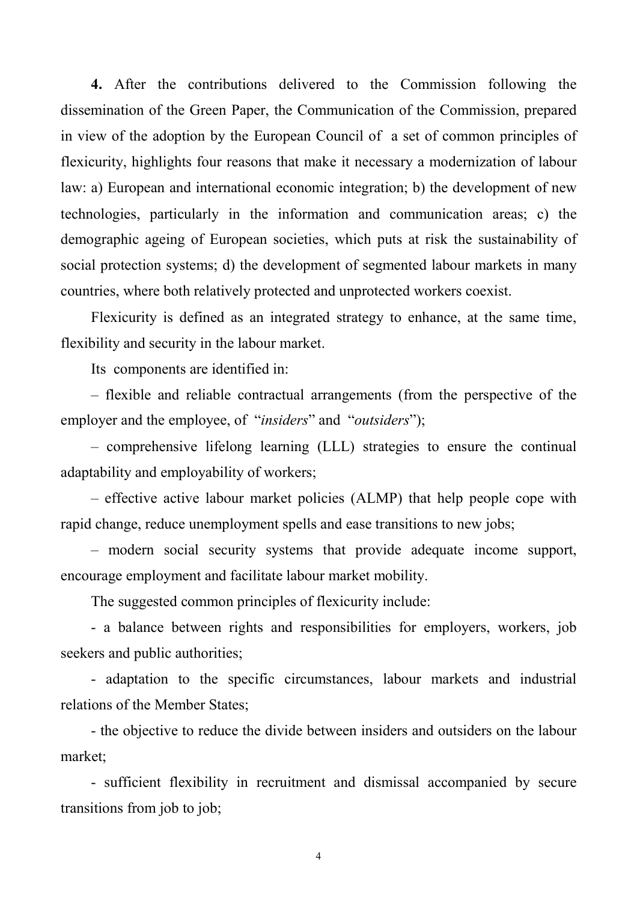**4.** After the contributions delivered to the Commission following the dissemination of the Green Paper, the Communication of the Commission, prepared in view of the adoption by the European Council of a set of common principles of flexicurity, highlights four reasons that make it necessary a modernization of labour law: a) European and international economic integration; b) the development of new technologies, particularly in the information and communication areas; c) the demographic ageing of European societies, which puts at risk the sustainability of social protection systems; d) the development of segmented labour markets in many countries, where both relatively protected and unprotected workers coexist.

Flexicurity is defined as an integrated strategy to enhance, at the same time, flexibility and security in the labour market.

Its components are identified in:

– flexible and reliable contractual arrangements (from the perspective of the employer and the employee, of "*insiders*" and "*outsiders*");

– comprehensive lifelong learning (LLL) strategies to ensure the continual adaptability and employability of workers;

– effective active labour market policies (ALMP) that help people cope with rapid change, reduce unemployment spells and ease transitions to new jobs;

– modern social security systems that provide adequate income support, encourage employment and facilitate labour market mobility.

The suggested common principles of flexicurity include:

- a balance between rights and responsibilities for employers, workers, job seekers and public authorities;

- adaptation to the specific circumstances, labour markets and industrial relations of the Member States;

- the objective to reduce the divide between insiders and outsiders on the labour market;

- sufficient flexibility in recruitment and dismissal accompanied by secure transitions from job to job;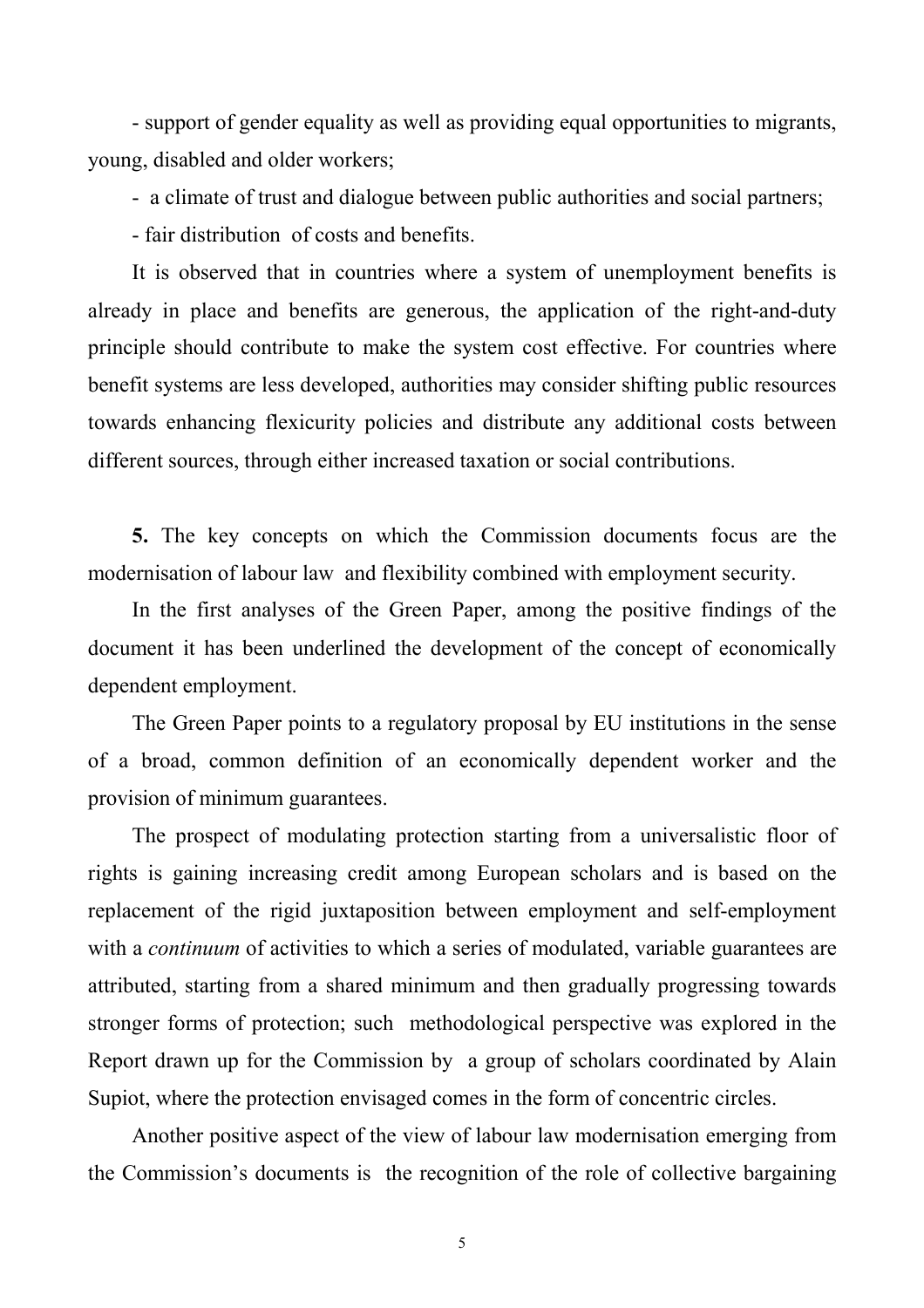- support of gender equality as well as providing equal opportunities to migrants, young, disabled and older workers;

- a climate of trust and dialogue between public authorities and social partners;

- fair distribution of costs and benefits.

It is observed that in countries where a system of unemployment benefits is already in place and benefits are generous, the application of the right-and-duty principle should contribute to make the system cost effective. For countries where benefit systems are less developed, authorities may consider shifting public resources towards enhancing flexicurity policies and distribute any additional costs between different sources, through either increased taxation or social contributions.

**5.** The key concepts on which the Commission documents focus are the modernisation of labour law and flexibility combined with employment security.

In the first analyses of the Green Paper, among the positive findings of the document it has been underlined the development of the concept of economically dependent employment.

The Green Paper points to a regulatory proposal by EU institutions in the sense of a broad, common definition of an economically dependent worker and the provision of minimum guarantees.

The prospect of modulating protection starting from a universalistic floor of rights is gaining increasing credit among European scholars and is based on the replacement of the rigid juxtaposition between employment and self-employment with a *continuum* of activities to which a series of modulated, variable guarantees are attributed, starting from a shared minimum and then gradually progressing towards stronger forms of protection; such methodological perspective was explored in the Report drawn up for the Commission by a group of scholars coordinated by Alain Supiot, where the protection envisaged comes in the form of concentric circles.

Another positive aspect of the view of labour law modernisation emerging from the Commission's documents is the recognition of the role of collective bargaining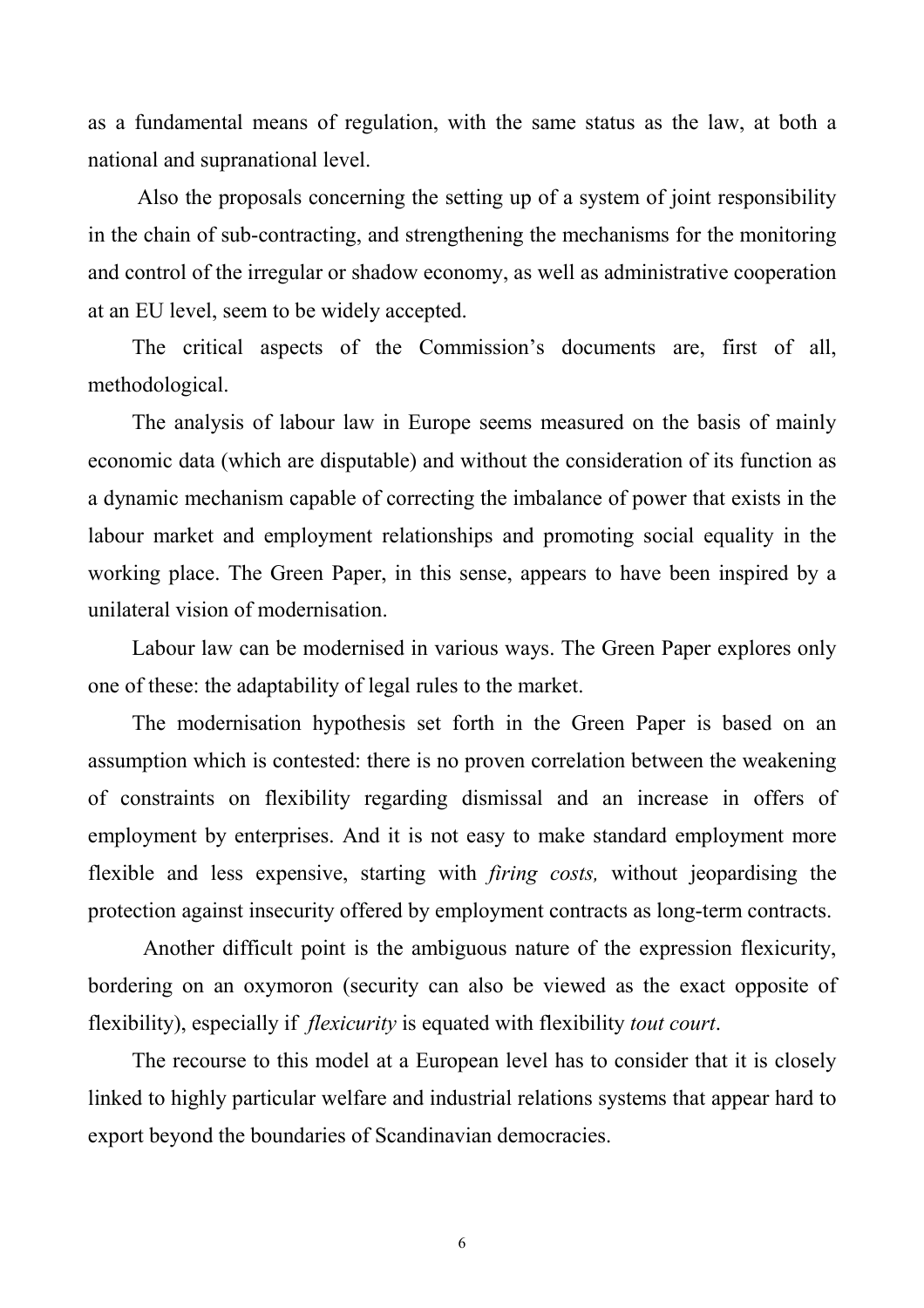as a fundamental means of regulation, with the same status as the law, at both a national and supranational level.

Also the proposals concerning the setting up of a system of joint responsibility in the chain of sub-contracting, and strengthening the mechanisms for the monitoring and control of the irregular or shadow economy, as well as administrative cooperation at an EU level, seem to be widely accepted.

The critical aspects of the Commission's documents are, first of all, methodological.

The analysis of labour law in Europe seems measured on the basis of mainly economic data (which are disputable) and without the consideration of its function as a dynamic mechanism capable of correcting the imbalance of power that exists in the labour market and employment relationships and promoting social equality in the working place. The Green Paper, in this sense, appears to have been inspired by a unilateral vision of modernisation.

Labour law can be modernised in various ways. The Green Paper explores only one of these: the adaptability of legal rules to the market.

The modernisation hypothesis set forth in the Green Paper is based on an assumption which is contested: there is no proven correlation between the weakening of constraints on flexibility regarding dismissal and an increase in offers of employment by enterprises. And it is not easy to make standard employment more flexible and less expensive, starting with *firing costs,* without jeopardising the protection against insecurity offered by employment contracts as long-term contracts.

Another difficult point is the ambiguous nature of the expression flexicurity, bordering on an oxymoron (security can also be viewed as the exact opposite of flexibility), especially if *flexicurity* is equated with flexibility *tout court*.

The recourse to this model at a European level has to consider that it is closely linked to highly particular welfare and industrial relations systems that appear hard to export beyond the boundaries of Scandinavian democracies.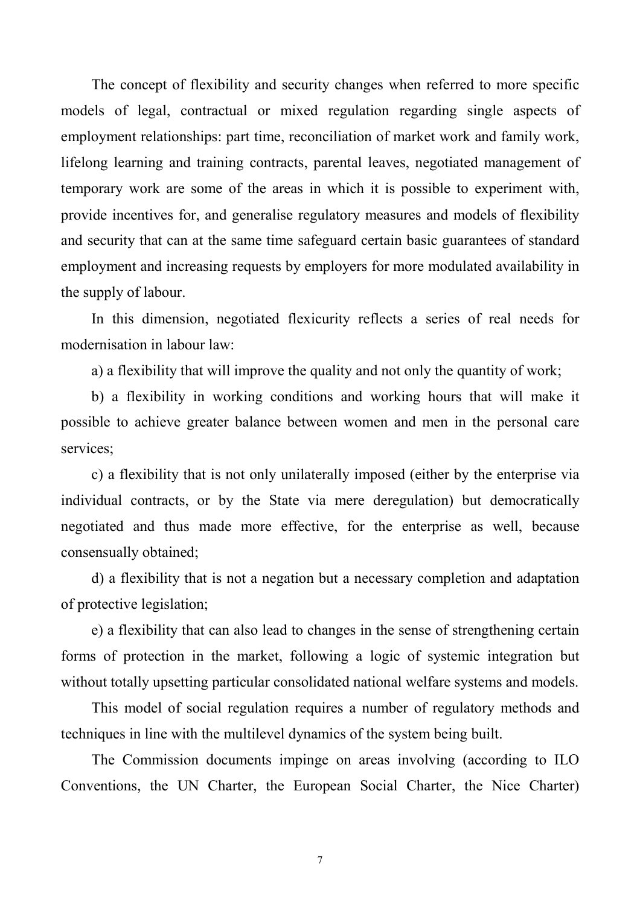The concept of flexibility and security changes when referred to more specific models of legal, contractual or mixed regulation regarding single aspects of employment relationships: part time, reconciliation of market work and family work, lifelong learning and training contracts, parental leaves, negotiated management of temporary work are some of the areas in which it is possible to experiment with, provide incentives for, and generalise regulatory measures and models of flexibility and security that can at the same time safeguard certain basic guarantees of standard employment and increasing requests by employers for more modulated availability in the supply of labour.

In this dimension, negotiated flexicurity reflects a series of real needs for modernisation in labour law:

a) a flexibility that will improve the quality and not only the quantity of work;

b) a flexibility in working conditions and working hours that will make it possible to achieve greater balance between women and men in the personal care services;

c) a flexibility that is not only unilaterally imposed (either by the enterprise via individual contracts, or by the State via mere deregulation) but democratically negotiated and thus made more effective, for the enterprise as well, because consensually obtained;

d) a flexibility that is not a negation but a necessary completion and adaptation of protective legislation;

e) a flexibility that can also lead to changes in the sense of strengthening certain forms of protection in the market, following a logic of systemic integration but without totally upsetting particular consolidated national welfare systems and models.

This model of social regulation requires a number of regulatory methods and techniques in line with the multilevel dynamics of the system being built.

The Commission documents impinge on areas involving (according to ILO Conventions, the UN Charter, the European Social Charter, the Nice Charter)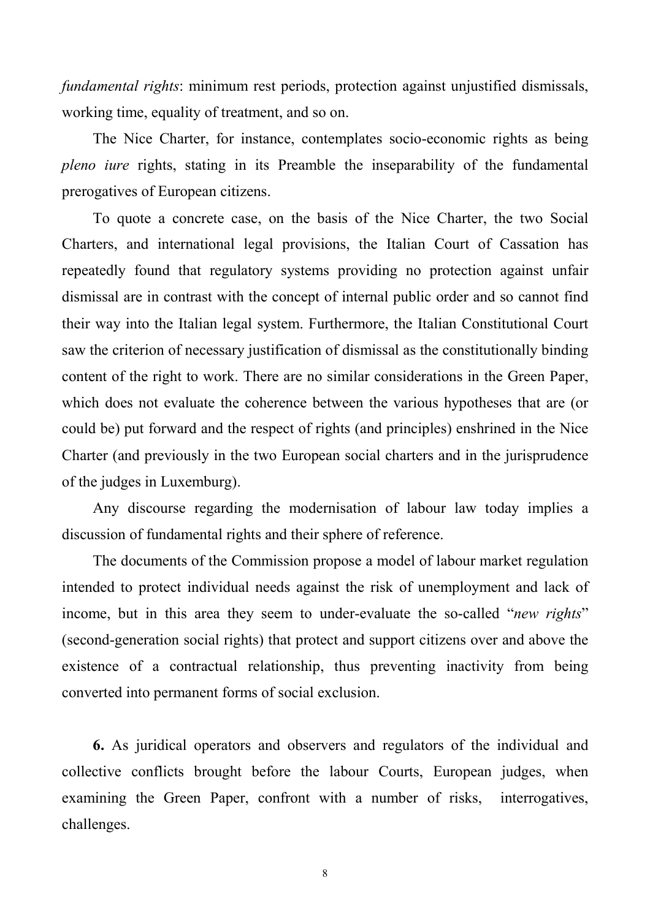*fundamental rights*: minimum rest periods, protection against unjustified dismissals, working time, equality of treatment, and so on.

The Nice Charter, for instance, contemplates socio-economic rights as being *pleno iure* rights, stating in its Preamble the inseparability of the fundamental prerogatives of European citizens.

To quote a concrete case, on the basis of the Nice Charter, the two Social Charters, and international legal provisions, the Italian Court of Cassation has repeatedly found that regulatory systems providing no protection against unfair dismissal are in contrast with the concept of internal public order and so cannot find their way into the Italian legal system. Furthermore, the Italian Constitutional Court saw the criterion of necessary justification of dismissal as the constitutionally binding content of the right to work. There are no similar considerations in the Green Paper, which does not evaluate the coherence between the various hypotheses that are (or could be) put forward and the respect of rights (and principles) enshrined in the Nice Charter (and previously in the two European social charters and in the jurisprudence of the judges in Luxemburg).

Any discourse regarding the modernisation of labour law today implies a discussion of fundamental rights and their sphere of reference.

The documents of the Commission propose a model of labour market regulation intended to protect individual needs against the risk of unemployment and lack of income, but in this area they seem to under-evaluate the so-called "*new rights*" (second-generation social rights) that protect and support citizens over and above the existence of a contractual relationship, thus preventing inactivity from being converted into permanent forms of social exclusion.

**6.** As juridical operators and observers and regulators of the individual and collective conflicts brought before the labour Courts, European judges, when examining the Green Paper, confront with a number of risks, interrogatives, challenges.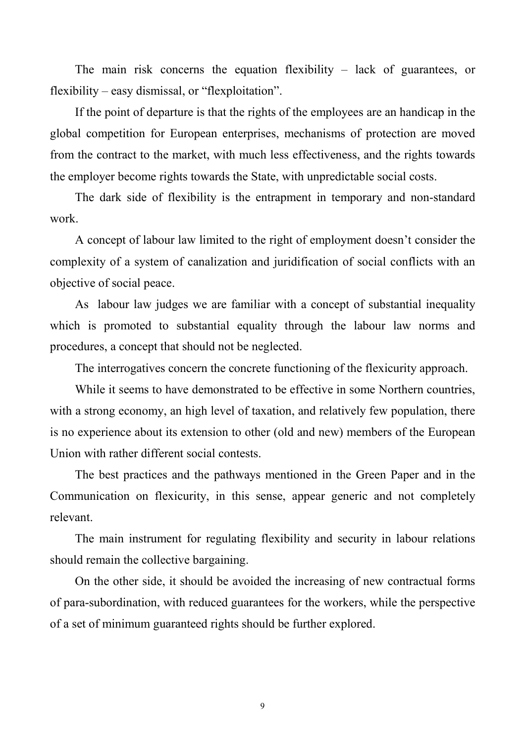The main risk concerns the equation flexibility – lack of guarantees, or flexibility – easy dismissal, or "flexploitation".

If the point of departure is that the rights of the employees are an handicap in the global competition for European enterprises, mechanisms of protection are moved from the contract to the market, with much less effectiveness, and the rights towards the employer become rights towards the State, with unpredictable social costs.

The dark side of flexibility is the entrapment in temporary and non-standard work.

A concept of labour law limited to the right of employment doesn't consider the complexity of a system of canalization and juridification of social conflicts with an objective of social peace.

As labour law judges we are familiar with a concept of substantial inequality which is promoted to substantial equality through the labour law norms and procedures, a concept that should not be neglected.

The interrogatives concern the concrete functioning of the flexicurity approach.

While it seems to have demonstrated to be effective in some Northern countries, with a strong economy, an high level of taxation, and relatively few population, there is no experience about its extension to other (old and new) members of the European Union with rather different social contests.

The best practices and the pathways mentioned in the Green Paper and in the Communication on flexicurity, in this sense, appear generic and not completely relevant.

The main instrument for regulating flexibility and security in labour relations should remain the collective bargaining.

On the other side, it should be avoided the increasing of new contractual forms of para-subordination, with reduced guarantees for the workers, while the perspective of a set of minimum guaranteed rights should be further explored.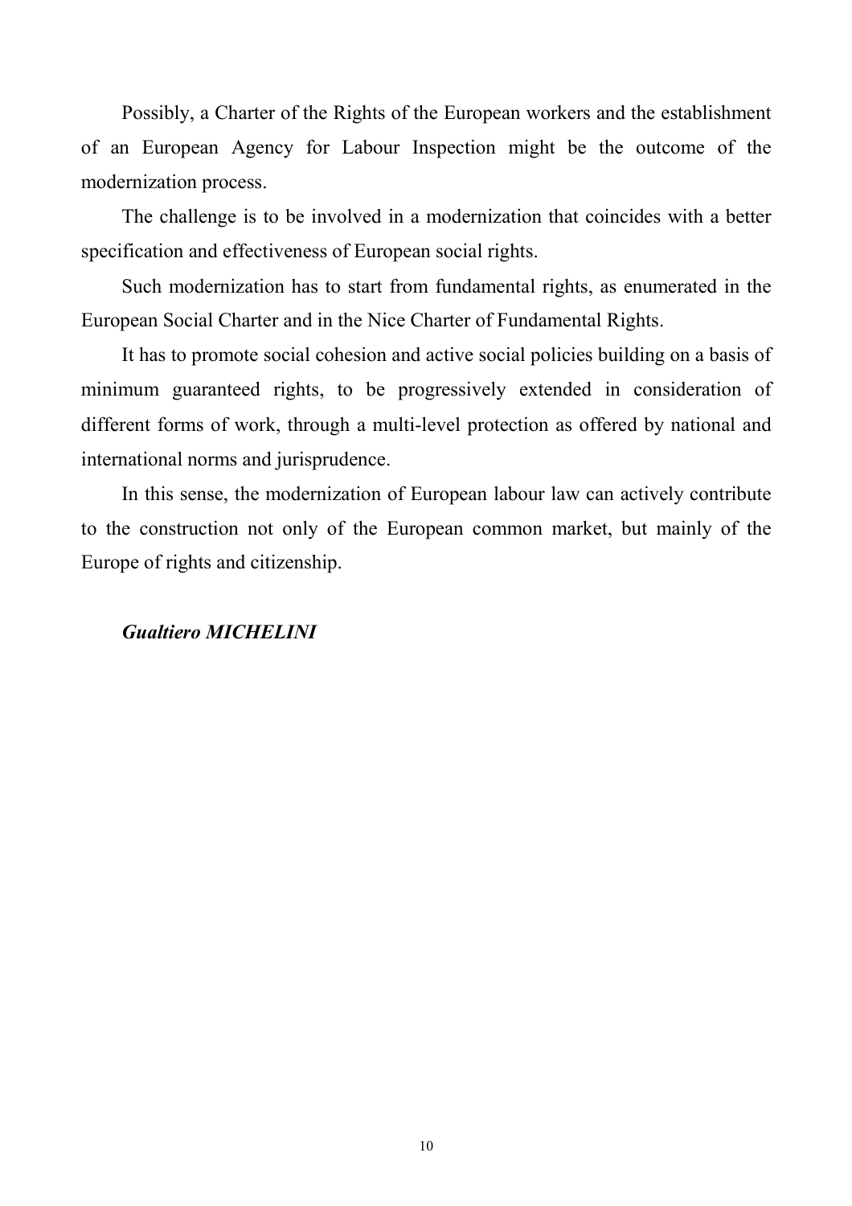Possibly, a Charter of the Rights of the European workers and the establishment of an European Agency for Labour Inspection might be the outcome of the modernization process.

The challenge is to be involved in a modernization that coincides with a better specification and effectiveness of European social rights.

Such modernization has to start from fundamental rights, as enumerated in the European Social Charter and in the Nice Charter of Fundamental Rights.

It has to promote social cohesion and active social policies building on a basis of minimum guaranteed rights, to be progressively extended in consideration of different forms of work, through a multi-level protection as offered by national and international norms and jurisprudence.

In this sense, the modernization of European labour law can actively contribute to the construction not only of the European common market, but mainly of the Europe of rights and citizenship.

***Gualtiero MICHELINI***